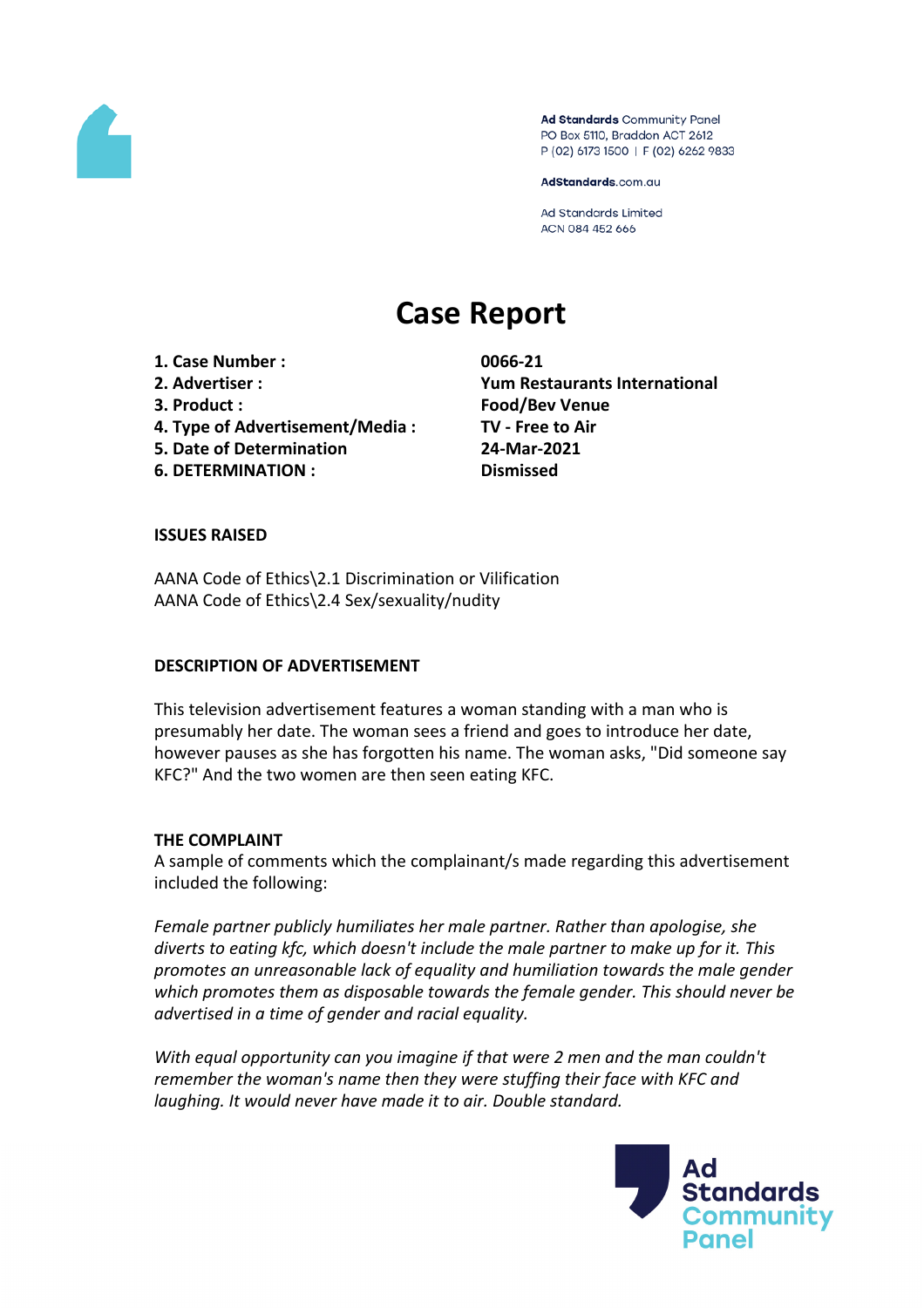Ad Standards Community Panel
PO Box 5110, Braddon ACT 2612
P (02) 6173 1500 | F (02) 6262 9833

AdStandards.com.au

Ad Standards Limited
ACN 084 452 666

# Case Report

| | |
|---|---|
| **1. Case Number :** | **0066-21** |
| **2. Advertiser :** | **Yum Restaurants International** |
| **3. Product :** | **Food/Bev Venue** |
| **4. Type of Advertisement/Media :** | **TV - Free to Air** |
| **5. Date of Determination** | **24-Mar-2021** |
| **6. DETERMINATION :** | **Dismissed** |

## ISSUES RAISED

AANA Code of Ethics\2.1 Discrimination or Vilification
AANA Code of Ethics\2.4 Sex/sexuality/nudity

## DESCRIPTION OF ADVERTISEMENT

This television advertisement features a woman standing with a man who is presumably her date. The woman sees a friend and goes to introduce her date, however pauses as she has forgotten his name. The woman asks, "Did someone say KFC?" And the two women are then seen eating KFC.

## THE COMPLAINT

A sample of comments which the complainant/s made regarding this advertisement included the following:

*Female partner publicly humiliates her male partner. Rather than apologise, she diverts to eating kfc, which doesn't include the male partner to make up for it. This promotes an unreasonable lack of equality and humiliation towards the male gender which promotes them as disposable towards the female gender. This should never be advertised in a time of gender and racial equality.*

*With equal opportunity can you imagine if that were 2 men and the man couldn't remember the woman's name then they were stuffing their face with KFC and laughing. It would never have made it to air. Double standard.*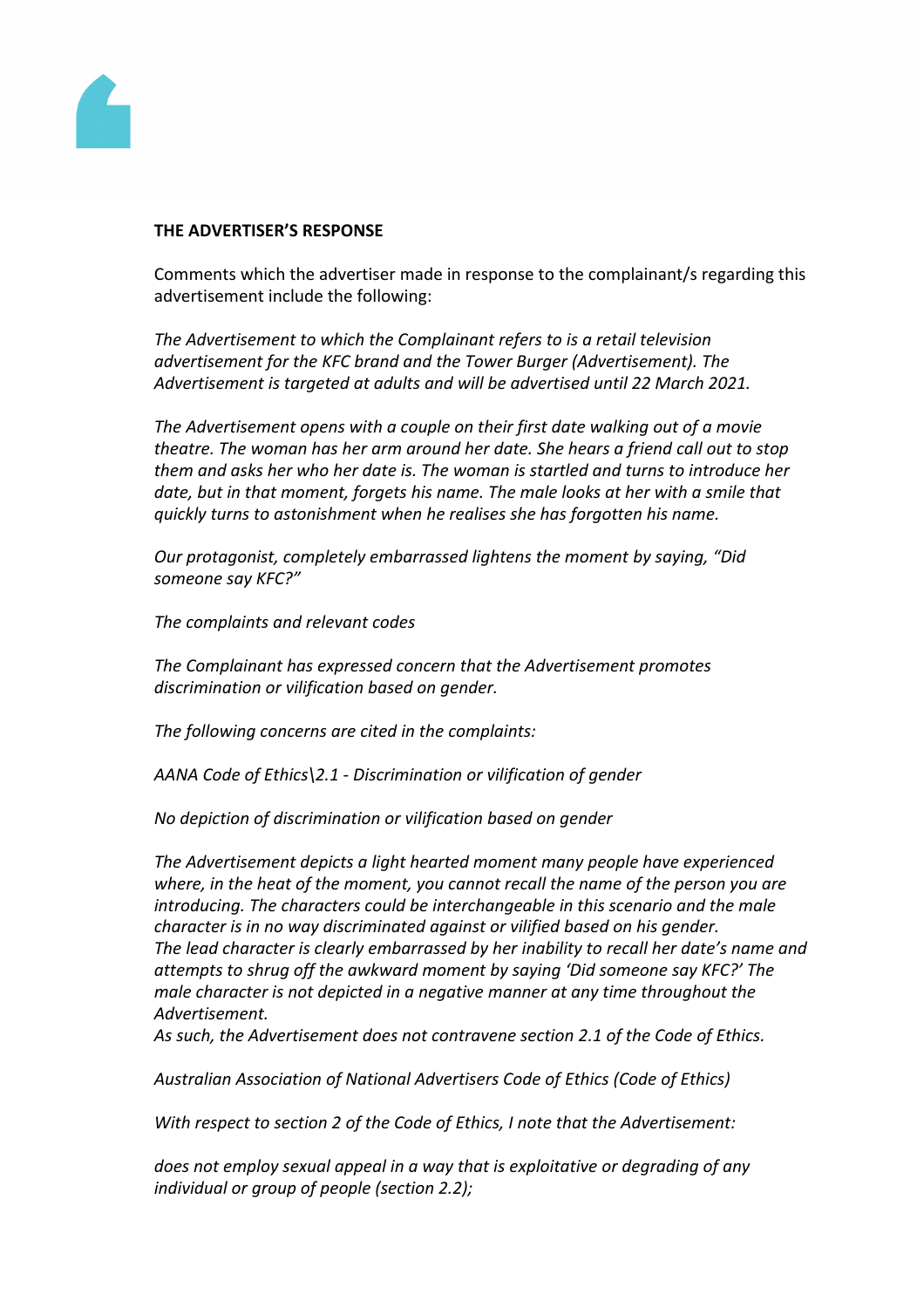**THE ADVERTISER'S RESPONSE**

Comments which the advertiser made in response to the complainant/s regarding this advertisement include the following:

*The Advertisement to which the Complainant refers to is a retail television advertisement for the KFC brand and the Tower Burger (Advertisement). The Advertisement is targeted at adults and will be advertised until 22 March 2021.*

*The Advertisement opens with a couple on their first date walking out of a movie theatre. The woman has her arm around her date. She hears a friend call out to stop them and asks her who her date is. The woman is startled and turns to introduce her date, but in that moment, forgets his name. The male looks at her with a smile that quickly turns to astonishment when he realises she has forgotten his name.*

*Our protagonist, completely embarrassed lightens the moment by saying, "Did someone say KFC?"*

*The complaints and relevant codes*

*The Complainant has expressed concern that the Advertisement promotes discrimination or vilification based on gender.*

*The following concerns are cited in the complaints:*

*AANA Code of Ethics\2.1 - Discrimination or vilification of gender*

*No depiction of discrimination or vilification based on gender*

*The Advertisement depicts a light hearted moment many people have experienced where, in the heat of the moment, you cannot recall the name of the person you are introducing. The characters could be interchangeable in this scenario and the male character is in no way discriminated against or vilified based on his gender.*
*The lead character is clearly embarrassed by her inability to recall her date's name and attempts to shrug off the awkward moment by saying 'Did someone say KFC?' The male character is not depicted in a negative manner at any time throughout the Advertisement.*
*As such, the Advertisement does not contravene section 2.1 of the Code of Ethics.*

*Australian Association of National Advertisers Code of Ethics (Code of Ethics)*

*With respect to section 2 of the Code of Ethics, I note that the Advertisement:*

*does not employ sexual appeal in a way that is exploitative or degrading of any individual or group of people (section 2.2);*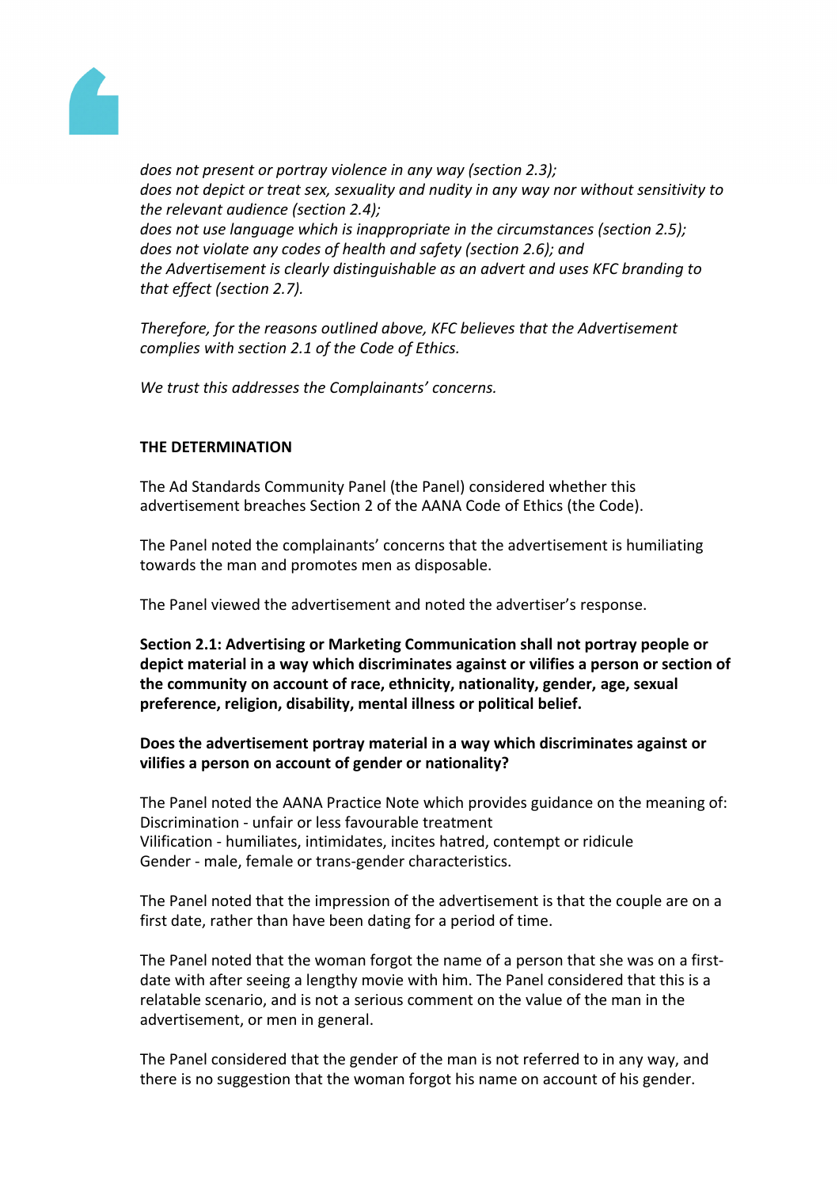*does not present or portray violence in any way (section 2.3);*
*does not depict or treat sex, sexuality and nudity in any way nor without sensitivity to the relevant audience (section 2.4);*
*does not use language which is inappropriate in the circumstances (section 2.5);*
*does not violate any codes of health and safety (section 2.6); and*
*the Advertisement is clearly distinguishable as an advert and uses KFC branding to that effect (section 2.7).*

*Therefore, for the reasons outlined above, KFC believes that the Advertisement complies with section 2.1 of the Code of Ethics.*

*We trust this addresses the Complainants' concerns.*

**THE DETERMINATION**

The Ad Standards Community Panel (the Panel) considered whether this advertisement breaches Section 2 of the AANA Code of Ethics (the Code).

The Panel noted the complainants' concerns that the advertisement is humiliating towards the man and promotes men as disposable.

The Panel viewed the advertisement and noted the advertiser's response.

**Section 2.1: Advertising or Marketing Communication shall not portray people or depict material in a way which discriminates against or vilifies a person or section of the community on account of race, ethnicity, nationality, gender, age, sexual preference, religion, disability, mental illness or political belief.**

**Does the advertisement portray material in a way which discriminates against or vilifies a person on account of gender or nationality?**

The Panel noted the AANA Practice Note which provides guidance on the meaning of:
Discrimination - unfair or less favourable treatment
Vilification - humiliates, intimidates, incites hatred, contempt or ridicule
Gender - male, female or trans-gender characteristics.

The Panel noted that the impression of the advertisement is that the couple are on a first date, rather than have been dating for a period of time.

The Panel noted that the woman forgot the name of a person that she was on a first-date with after seeing a lengthy movie with him. The Panel considered that this is a relatable scenario, and is not a serious comment on the value of the man in the advertisement, or men in general.

The Panel considered that the gender of the man is not referred to in any way, and there is no suggestion that the woman forgot his name on account of his gender.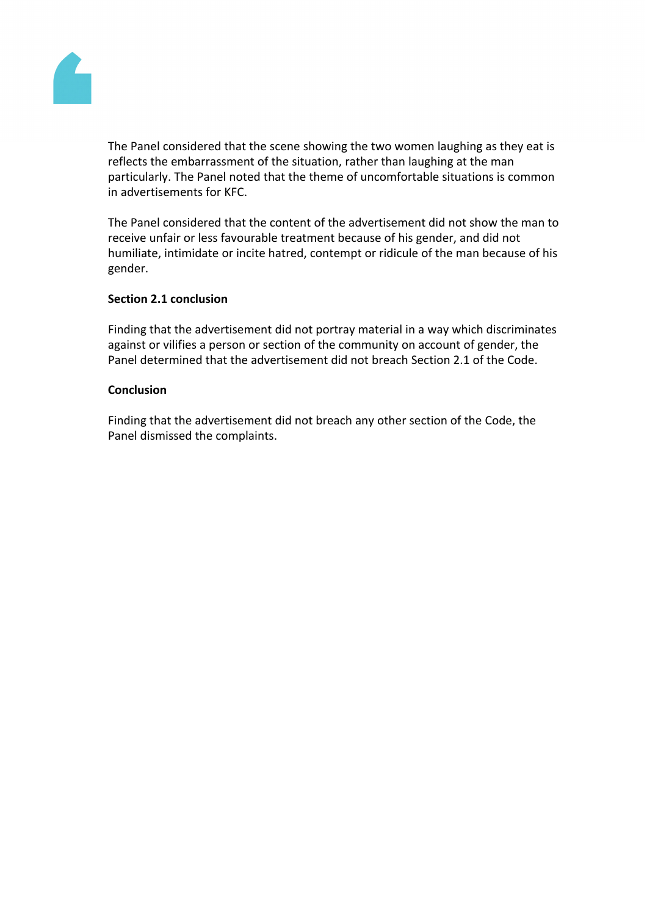The Panel considered that the scene showing the two women laughing as they eat is reflects the embarrassment of the situation, rather than laughing at the man particularly. The Panel noted that the theme of uncomfortable situations is common in advertisements for KFC.

The Panel considered that the content of the advertisement did not show the man to receive unfair or less favourable treatment because of his gender, and did not humiliate, intimidate or incite hatred, contempt or ridicule of the man because of his gender.

**Section 2.1 conclusion**

Finding that the advertisement did not portray material in a way which discriminates against or vilifies a person or section of the community on account of gender, the Panel determined that the advertisement did not breach Section 2.1 of the Code.

**Conclusion**

Finding that the advertisement did not breach any other section of the Code, the Panel dismissed the complaints.